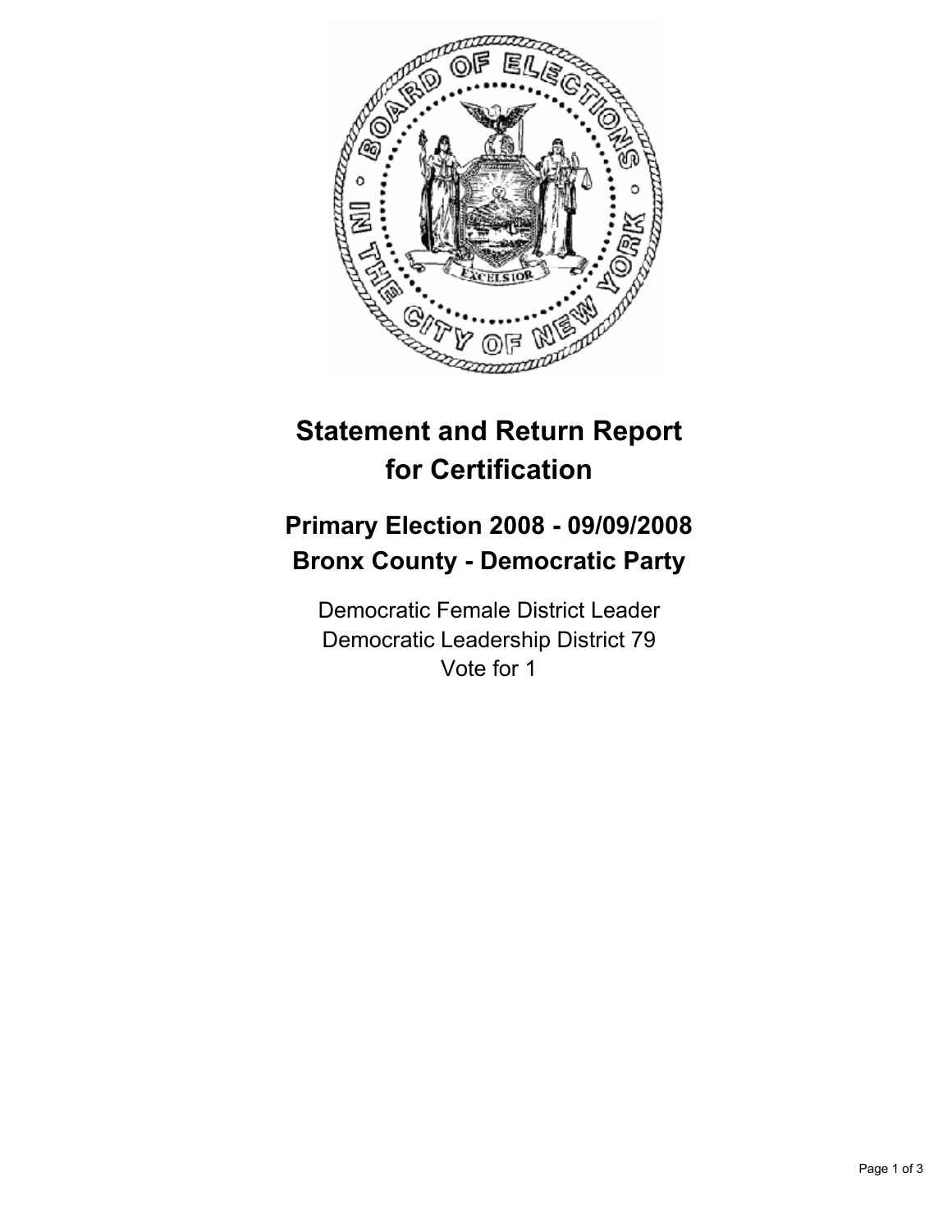# Statement and Return Report for Certification

## Primary Election 2008 - 09/09/2008
## Bronx County - Democratic Party

Democratic Female District Leader
Democratic Leadership District 79
Vote for 1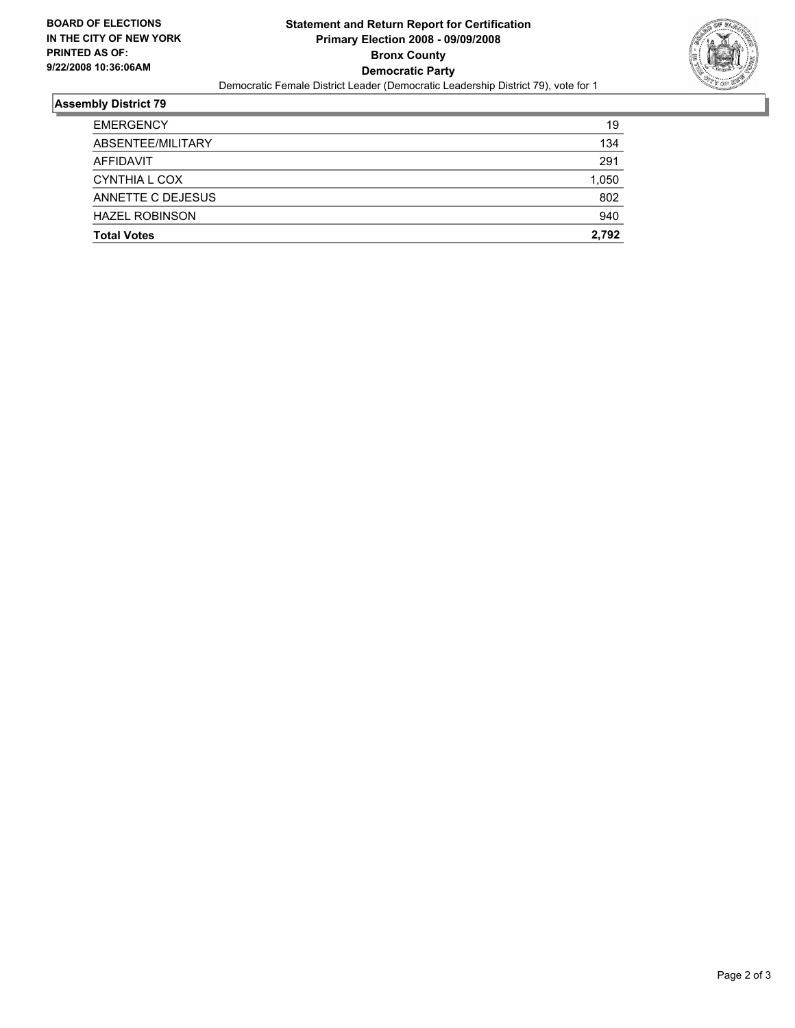**BOARD OF ELECTIONS IN THE CITY OF NEW YORK PRINTED AS OF: 9/22/2008 10:36:06AM**

# Statement and Return Report for Certification
## Primary Election 2008 - 09/09/2008
## Bronx County
## Democratic Party

Democratic Female District Leader (Democratic Leadership District 79), vote for 1

### Assembly District 79

| | |
|---|---|
| EMERGENCY | 19 |
| ABSENTEE/MILITARY | 134 |
| AFFIDAVIT | 291 |
| CYNTHIA L COX | 1,050 |
| ANNETTE C DEJESUS | 802 |
| HAZEL ROBINSON | 940 |
| **Total Votes** | **2,792** |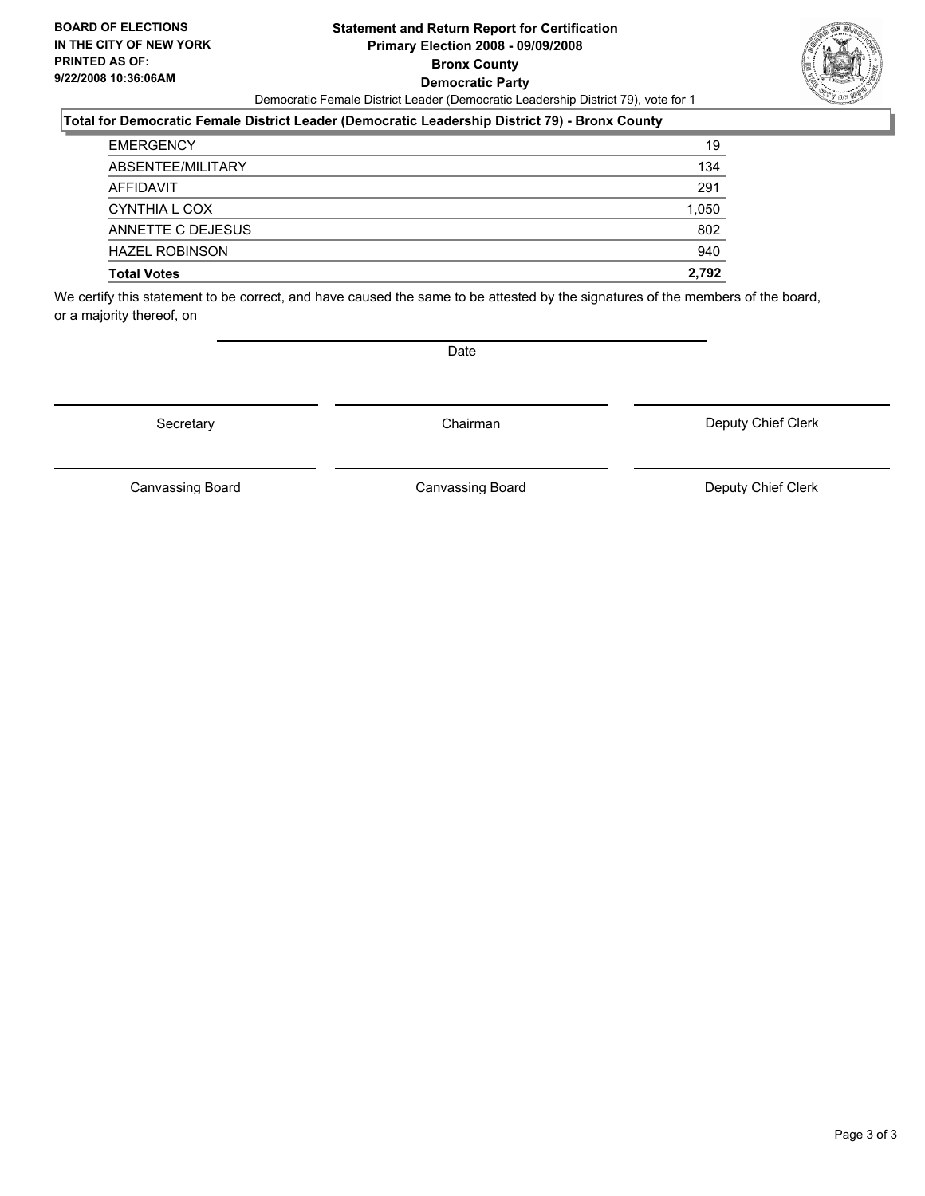**BOARD OF ELECTIONS IN THE CITY OF NEW YORK PRINTED AS OF: 9/22/2008 10:36:06AM**

# Statement and Return Report for Certification
## Primary Election 2008 - 09/09/2008
## Bronx County
## Democratic Party

Democratic Female District Leader (Democratic Leadership District 79), vote for 1

### Total for Democratic Female District Leader (Democratic Leadership District 79) - Bronx County

| | |
|---|---|
| EMERGENCY | 19 |
| ABSENTEE/MILITARY | 134 |
| AFFIDAVIT | 291 |
| CYNTHIA L COX | 1,050 |
| ANNETTE C DEJESUS | 802 |
| HAZEL ROBINSON | 940 |
| **Total Votes** | **2,792** |

We certify this statement to be correct, and have caused the same to be attested by the signatures of the members of the board, or a majority thereof, on

Date

Secretary | Chairman | Deputy Chief Clerk

Canvassing Board | Canvassing Board | Deputy Chief Clerk